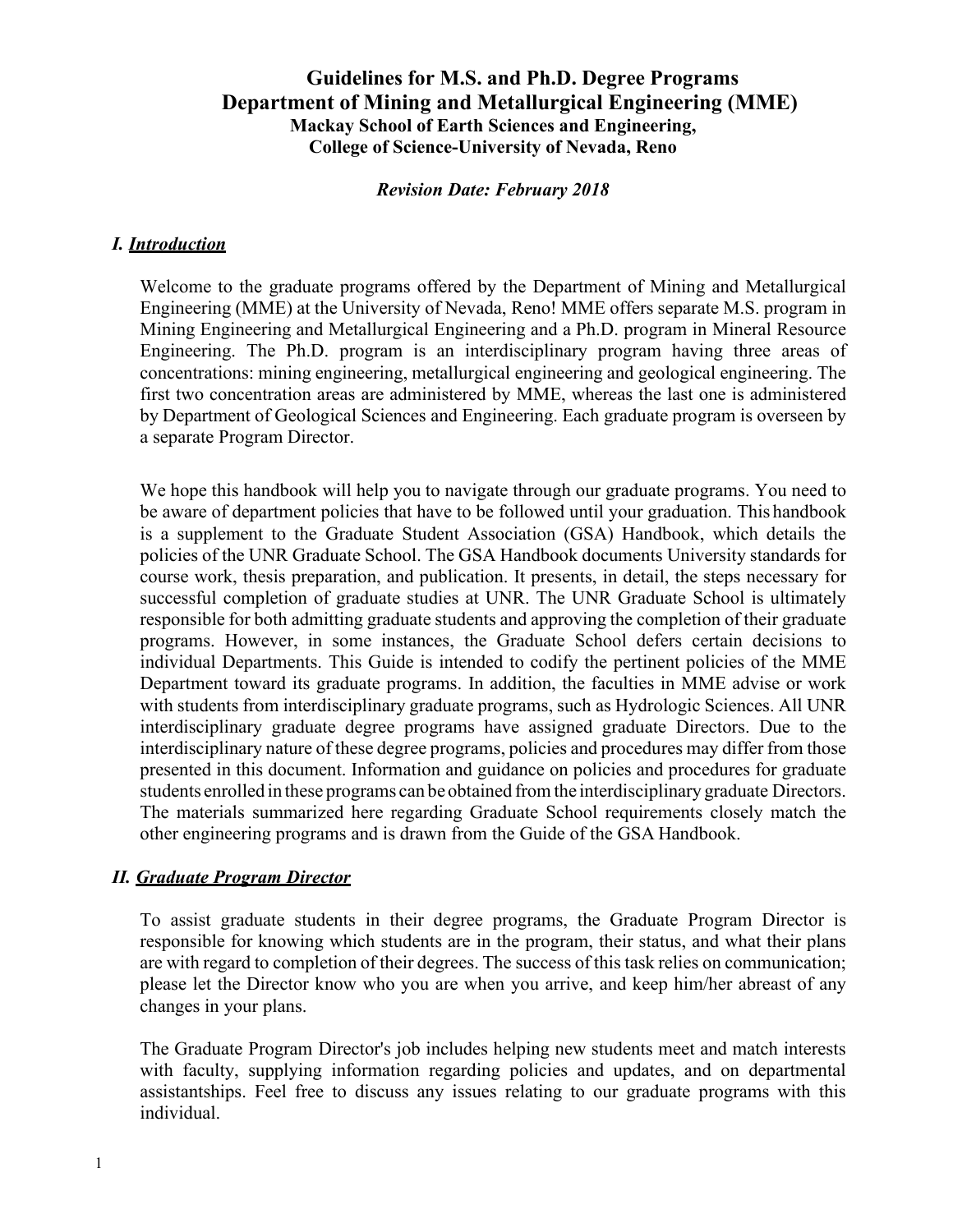# Guidelines for M.S. and Ph.D. Degree Programs
# Department of Mining and Metallurgical Engineering (MME)
### Mackay School of Earth Sciences and Engineering,
### College of Science-University of Nevada, Reno

***Revision Date: February 2018***

## *I. Introduction*

Welcome to the graduate programs offered by the Department of Mining and Metallurgical Engineering (MME) at the University of Nevada, Reno! MME offers separate M.S. program in Mining Engineering and Metallurgical Engineering and a Ph.D. program in Mineral Resource Engineering. The Ph.D. program is an interdisciplinary program having three areas of concentrations: mining engineering, metallurgical engineering and geological engineering. The first two concentration areas are administered by MME, whereas the last one is administered by Department of Geological Sciences and Engineering. Each graduate program is overseen by a separate Program Director.

We hope this handbook will help you to navigate through our graduate programs. You need to be aware of department policies that have to be followed until your graduation. This handbook is a supplement to the Graduate Student Association (GSA) Handbook, which details the policies of the UNR Graduate School. The GSA Handbook documents University standards for course work, thesis preparation, and publication. It presents, in detail, the steps necessary for successful completion of graduate studies at UNR. The UNR Graduate School is ultimately responsible for both admitting graduate students and approving the completion of their graduate programs. However, in some instances, the Graduate School defers certain decisions to individual Departments. This Guide is intended to codify the pertinent policies of the MME Department toward its graduate programs. In addition, the faculties in MME advise or work with students from interdisciplinary graduate programs, such as Hydrologic Sciences. All UNR interdisciplinary graduate degree programs have assigned graduate Directors. Due to the interdisciplinary nature of these degree programs, policies and procedures may differ from those presented in this document. Information and guidance on policies and procedures for graduate students enrolled in these programs can be obtained from the interdisciplinary graduate Directors. The materials summarized here regarding Graduate School requirements closely match the other engineering programs and is drawn from the Guide of the GSA Handbook.

## *II. Graduate Program Director*

To assist graduate students in their degree programs, the Graduate Program Director is responsible for knowing which students are in the program, their status, and what their plans are with regard to completion of their degrees. The success of this task relies on communication; please let the Director know who you are when you arrive, and keep him/her abreast of any changes in your plans.

The Graduate Program Director's job includes helping new students meet and match interests with faculty, supplying information regarding policies and updates, and on departmental assistantships. Feel free to discuss any issues relating to our graduate programs with this individual.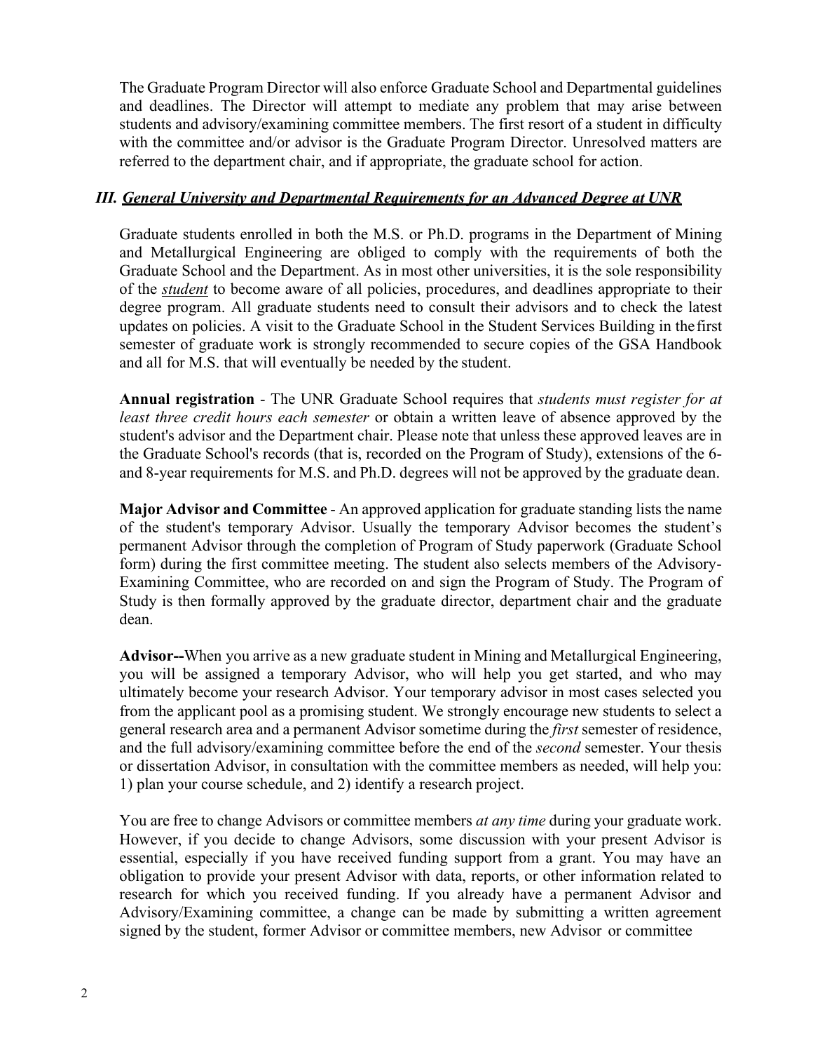The Graduate Program Director will also enforce Graduate School and Departmental guidelines and deadlines. The Director will attempt to mediate any problem that may arise between students and advisory/examining committee members. The first resort of a student in difficulty with the committee and/or advisor is the Graduate Program Director. Unresolved matters are referred to the department chair, and if appropriate, the graduate school for action.

### *III. General University and Departmental Requirements for an Advanced Degree at UNR*

Graduate students enrolled in both the M.S. or Ph.D. programs in the Department of Mining and Metallurgical Engineering are obliged to comply with the requirements of both the Graduate School and the Department. As in most other universities, it is the sole responsibility of the *student* to become aware of all policies, procedures, and deadlines appropriate to their degree program. All graduate students need to consult their advisors and to check the latest updates on policies. A visit to the Graduate School in the Student Services Building in the first semester of graduate work is strongly recommended to secure copies of the GSA Handbook and all for M.S. that will eventually be needed by the student.

**Annual registration** - The UNR Graduate School requires that *students must register for at least three credit hours each semester* or obtain a written leave of absence approved by the student's advisor and the Department chair. Please note that unless these approved leaves are in the Graduate School's records (that is, recorded on the Program of Study), extensions of the 6- and 8-year requirements for M.S. and Ph.D. degrees will not be approved by the graduate dean.

**Major Advisor and Committee** - An approved application for graduate standing lists the name of the student's temporary Advisor. Usually the temporary Advisor becomes the student's permanent Advisor through the completion of Program of Study paperwork (Graduate School form) during the first committee meeting. The student also selects members of the Advisory-Examining Committee, who are recorded on and sign the Program of Study. The Program of Study is then formally approved by the graduate director, department chair and the graduate dean.

**Advisor--**When you arrive as a new graduate student in Mining and Metallurgical Engineering, you will be assigned a temporary Advisor, who will help you get started, and who may ultimately become your research Advisor. Your temporary advisor in most cases selected you from the applicant pool as a promising student. We strongly encourage new students to select a general research area and a permanent Advisor sometime during the *first* semester of residence, and the full advisory/examining committee before the end of the *second* semester. Your thesis or dissertation Advisor, in consultation with the committee members as needed, will help you: 1) plan your course schedule, and 2) identify a research project.

You are free to change Advisors or committee members *at any time* during your graduate work. However, if you decide to change Advisors, some discussion with your present Advisor is essential, especially if you have received funding support from a grant. You may have an obligation to provide your present Advisor with data, reports, or other information related to research for which you received funding. If you already have a permanent Advisor and Advisory/Examining committee, a change can be made by submitting a written agreement signed by the student, former Advisor or committee members, new Advisor or committee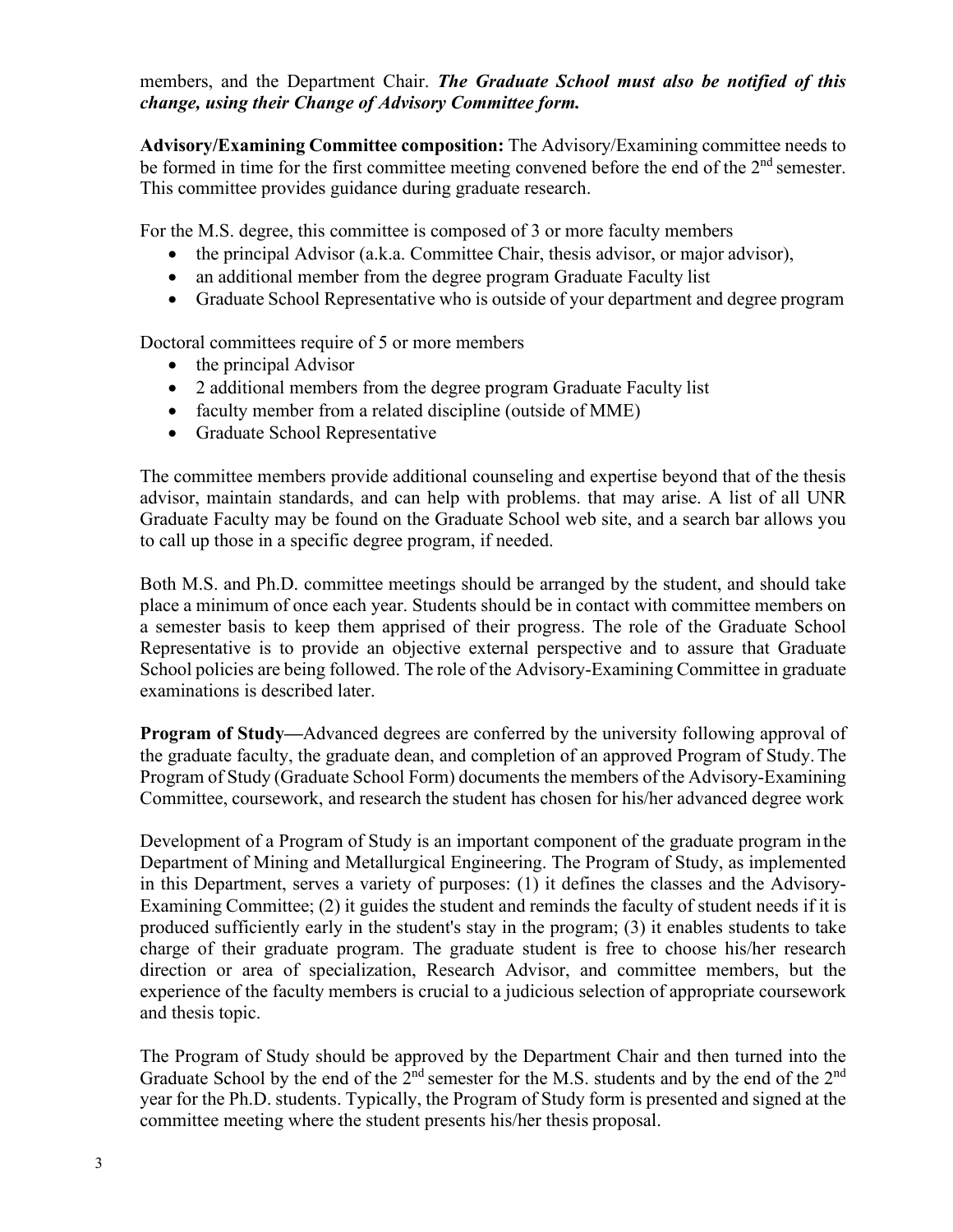members, and the Department Chair. ***The Graduate School must also be notified of this change, using their Change of Advisory Committee form.***

**Advisory/Examining Committee composition:** The Advisory/Examining committee needs to be formed in time for the first committee meeting convened before the end of the 2nd semester. This committee provides guidance during graduate research.

For the M.S. degree, this committee is composed of 3 or more faculty members

- the principal Advisor (a.k.a. Committee Chair, thesis advisor, or major advisor),
- an additional member from the degree program Graduate Faculty list
- Graduate School Representative who is outside of your department and degree program

Doctoral committees require of 5 or more members

- the principal Advisor
- 2 additional members from the degree program Graduate Faculty list
- faculty member from a related discipline (outside of MME)
- Graduate School Representative

The committee members provide additional counseling and expertise beyond that of the thesis advisor, maintain standards, and can help with problems. that may arise. A list of all UNR Graduate Faculty may be found on the Graduate School web site, and a search bar allows you to call up those in a specific degree program, if needed.

Both M.S. and Ph.D. committee meetings should be arranged by the student, and should take place a minimum of once each year. Students should be in contact with committee members on a semester basis to keep them apprised of their progress. The role of the Graduate School Representative is to provide an objective external perspective and to assure that Graduate School policies are being followed. The role of the Advisory-Examining Committee in graduate examinations is described later.

**Program of Study—**Advanced degrees are conferred by the university following approval of the graduate faculty, the graduate dean, and completion of an approved Program of Study. The Program of Study (Graduate School Form) documents the members of the Advisory-Examining Committee, coursework, and research the student has chosen for his/her advanced degree work

Development of a Program of Study is an important component of the graduate program in the Department of Mining and Metallurgical Engineering. The Program of Study, as implemented in this Department, serves a variety of purposes: (1) it defines the classes and the Advisory-Examining Committee; (2) it guides the student and reminds the faculty of student needs if it is produced sufficiently early in the student's stay in the program; (3) it enables students to take charge of their graduate program. The graduate student is free to choose his/her research direction or area of specialization, Research Advisor, and committee members, but the experience of the faculty members is crucial to a judicious selection of appropriate coursework and thesis topic.

The Program of Study should be approved by the Department Chair and then turned into the Graduate School by the end of the 2nd semester for the M.S. students and by the end of the 2nd year for the Ph.D. students. Typically, the Program of Study form is presented and signed at the committee meeting where the student presents his/her thesis proposal.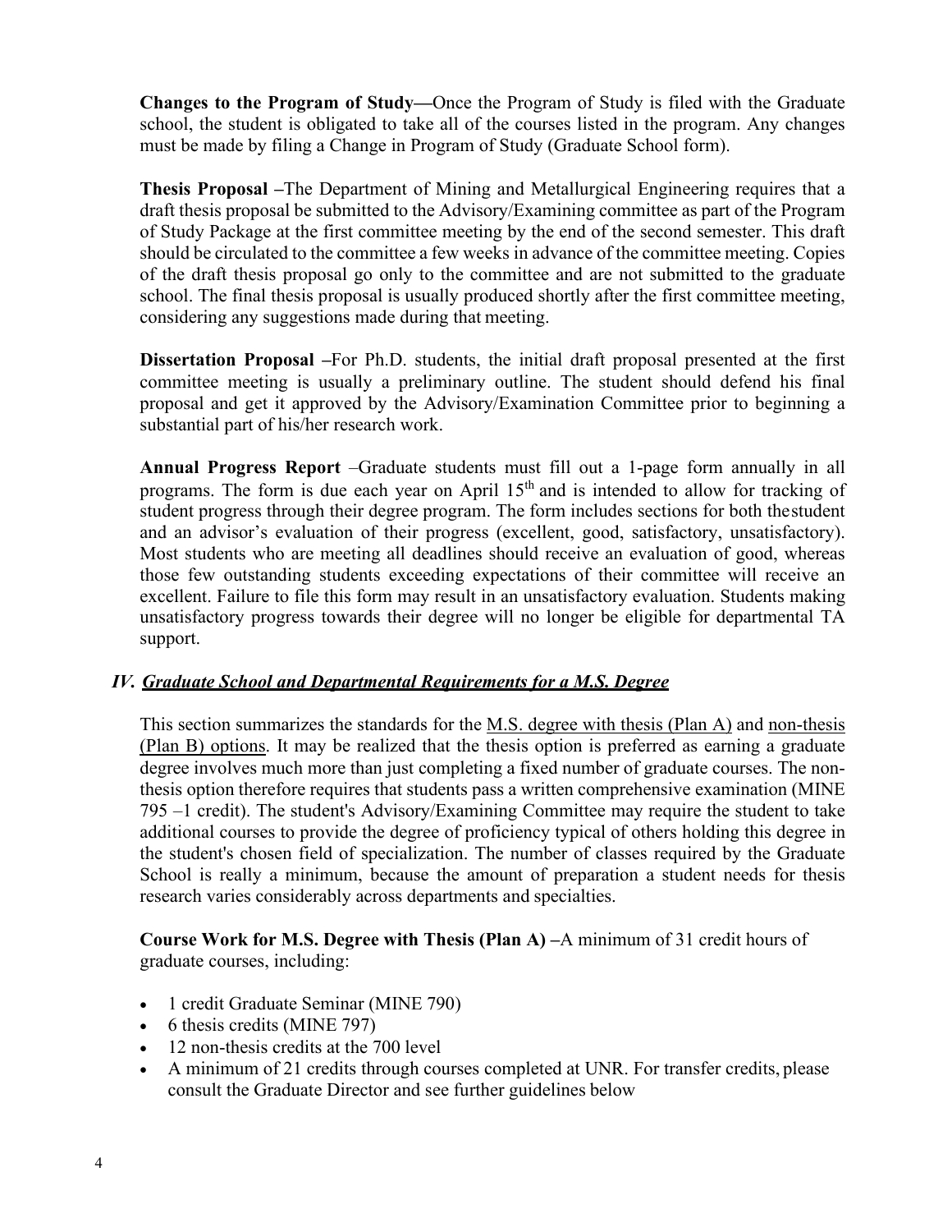**Changes to the Program of Study—**Once the Program of Study is filed with the Graduate school, the student is obligated to take all of the courses listed in the program. Any changes must be made by filing a Change in Program of Study (Graduate School form).

**Thesis Proposal –**The Department of Mining and Metallurgical Engineering requires that a draft thesis proposal be submitted to the Advisory/Examining committee as part of the Program of Study Package at the first committee meeting by the end of the second semester. This draft should be circulated to the committee a few weeks in advance of the committee meeting. Copies of the draft thesis proposal go only to the committee and are not submitted to the graduate school. The final thesis proposal is usually produced shortly after the first committee meeting, considering any suggestions made during that meeting.

**Dissertation Proposal –**For Ph.D. students, the initial draft proposal presented at the first committee meeting is usually a preliminary outline. The student should defend his final proposal and get it approved by the Advisory/Examination Committee prior to beginning a substantial part of his/her research work.

**Annual Progress Report** –Graduate students must fill out a 1-page form annually in all programs. The form is due each year on April 15th and is intended to allow for tracking of student progress through their degree program. The form includes sections for both the student and an advisor's evaluation of their progress (excellent, good, satisfactory, unsatisfactory). Most students who are meeting all deadlines should receive an evaluation of good, whereas those few outstanding students exceeding expectations of their committee will receive an excellent. Failure to file this form may result in an unsatisfactory evaluation. Students making unsatisfactory progress towards their degree will no longer be eligible for departmental TA support.

## *IV. Graduate School and Departmental Requirements for a M.S. Degree*

This section summarizes the standards for the M.S. degree with thesis (Plan A) and non-thesis (Plan B) options. It may be realized that the thesis option is preferred as earning a graduate degree involves much more than just completing a fixed number of graduate courses. The non-thesis option therefore requires that students pass a written comprehensive examination (MINE 795 –1 credit). The student's Advisory/Examining Committee may require the student to take additional courses to provide the degree of proficiency typical of others holding this degree in the student's chosen field of specialization. The number of classes required by the Graduate School is really a minimum, because the amount of preparation a student needs for thesis research varies considerably across departments and specialties.

**Course Work for M.S. Degree with Thesis (Plan A) –**A minimum of 31 credit hours of graduate courses, including:

- 1 credit Graduate Seminar (MINE 790)
- 6 thesis credits (MINE 797)
- 12 non-thesis credits at the 700 level
- A minimum of 21 credits through courses completed at UNR. For transfer credits, please consult the Graduate Director and see further guidelines below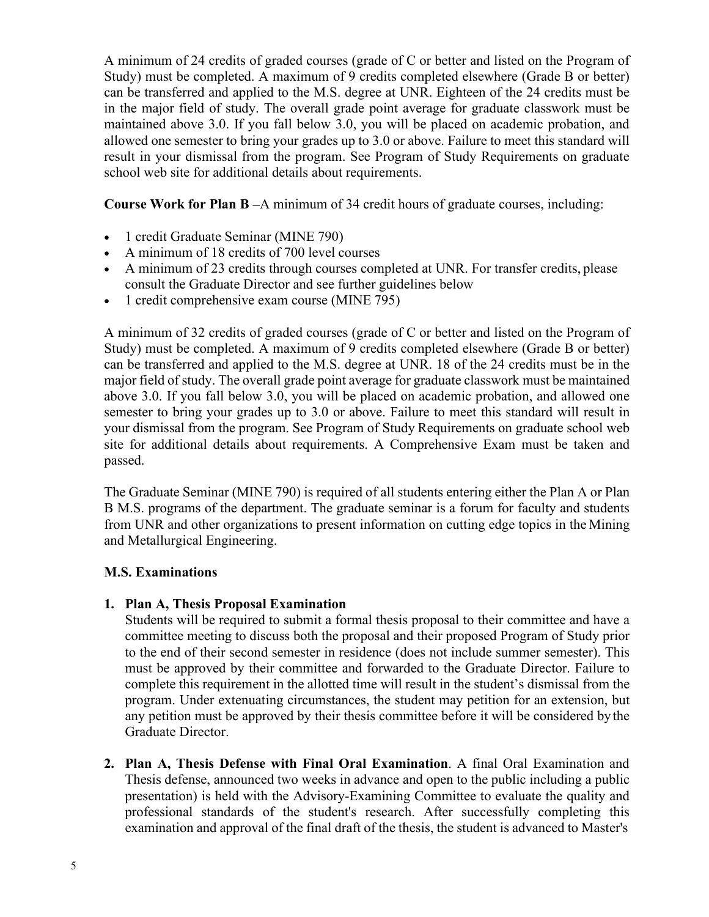A minimum of 24 credits of graded courses (grade of C or better and listed on the Program of Study) must be completed. A maximum of 9 credits completed elsewhere (Grade B or better) can be transferred and applied to the M.S. degree at UNR. Eighteen of the 24 credits must be in the major field of study. The overall grade point average for graduate classwork must be maintained above 3.0. If you fall below 3.0, you will be placed on academic probation, and allowed one semester to bring your grades up to 3.0 or above. Failure to meet this standard will result in your dismissal from the program. See Program of Study Requirements on graduate school web site for additional details about requirements.

**Course Work for Plan B –**A minimum of 34 credit hours of graduate courses, including:

- 1 credit Graduate Seminar (MINE 790)
- A minimum of 18 credits of 700 level courses
- A minimum of 23 credits through courses completed at UNR. For transfer credits, please consult the Graduate Director and see further guidelines below
- 1 credit comprehensive exam course (MINE 795)

A minimum of 32 credits of graded courses (grade of C or better and listed on the Program of Study) must be completed. A maximum of 9 credits completed elsewhere (Grade B or better) can be transferred and applied to the M.S. degree at UNR. 18 of the 24 credits must be in the major field of study. The overall grade point average for graduate classwork must be maintained above 3.0. If you fall below 3.0, you will be placed on academic probation, and allowed one semester to bring your grades up to 3.0 or above. Failure to meet this standard will result in your dismissal from the program. See Program of Study Requirements on graduate school web site for additional details about requirements. A Comprehensive Exam must be taken and passed.

The Graduate Seminar (MINE 790) is required of all students entering either the Plan A or Plan B M.S. programs of the department. The graduate seminar is a forum for faculty and students from UNR and other organizations to present information on cutting edge topics in the Mining and Metallurgical Engineering.

**M.S. Examinations**

1. **Plan A, Thesis Proposal Examination**
   Students will be required to submit a formal thesis proposal to their committee and have a committee meeting to discuss both the proposal and their proposed Program of Study prior to the end of their second semester in residence (does not include summer semester). This must be approved by their committee and forwarded to the Graduate Director. Failure to complete this requirement in the allotted time will result in the student's dismissal from the program. Under extenuating circumstances, the student may petition for an extension, but any petition must be approved by their thesis committee before it will be considered by the Graduate Director.

2. **Plan A, Thesis Defense with Final Oral Examination**. A final Oral Examination and Thesis defense, announced two weeks in advance and open to the public including a public presentation) is held with the Advisory-Examining Committee to evaluate the quality and professional standards of the student's research. After successfully completing this examination and approval of the final draft of the thesis, the student is advanced to Master's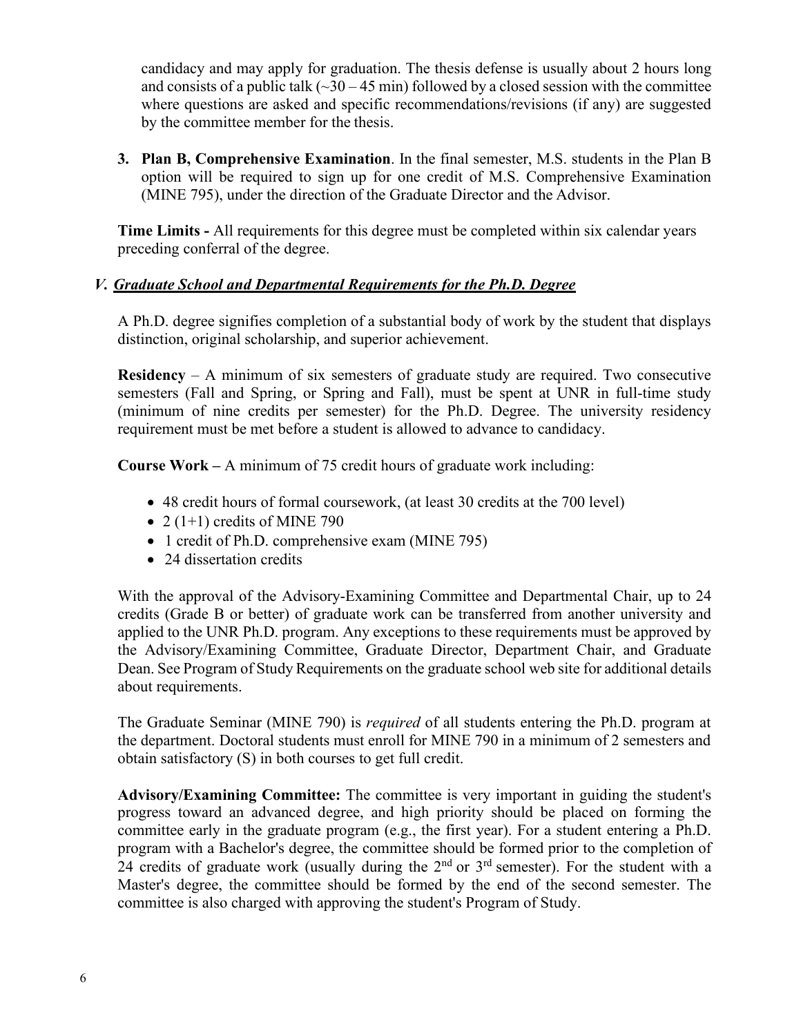candidacy and may apply for graduation. The thesis defense is usually about 2 hours long and consists of a public talk (~30 – 45 min) followed by a closed session with the committee where questions are asked and specific recommendations/revisions (if any) are suggested by the committee member for the thesis.

3. **Plan B, Comprehensive Examination**. In the final semester, M.S. students in the Plan B option will be required to sign up for one credit of M.S. Comprehensive Examination (MINE 795), under the direction of the Graduate Director and the Advisor.

**Time Limits -** All requirements for this degree must be completed within six calendar years preceding conferral of the degree.

## *V. Graduate School and Departmental Requirements for the Ph.D. Degree*

A Ph.D. degree signifies completion of a substantial body of work by the student that displays distinction, original scholarship, and superior achievement.

**Residency** – A minimum of six semesters of graduate study are required. Two consecutive semesters (Fall and Spring, or Spring and Fall), must be spent at UNR in full-time study (minimum of nine credits per semester) for the Ph.D. Degree. The university residency requirement must be met before a student is allowed to advance to candidacy.

**Course Work –** A minimum of 75 credit hours of graduate work including:

- 48 credit hours of formal coursework, (at least 30 credits at the 700 level)
- 2 (1+1) credits of MINE 790
- 1 credit of Ph.D. comprehensive exam (MINE 795)
- 24 dissertation credits

With the approval of the Advisory-Examining Committee and Departmental Chair, up to 24 credits (Grade B or better) of graduate work can be transferred from another university and applied to the UNR Ph.D. program. Any exceptions to these requirements must be approved by the Advisory/Examining Committee, Graduate Director, Department Chair, and Graduate Dean. See Program of Study Requirements on the graduate school web site for additional details about requirements.

The Graduate Seminar (MINE 790) is *required* of all students entering the Ph.D. program at the department. Doctoral students must enroll for MINE 790 in a minimum of 2 semesters and obtain satisfactory (S) in both courses to get full credit.

**Advisory/Examining Committee:** The committee is very important in guiding the student's progress toward an advanced degree, and high priority should be placed on forming the committee early in the graduate program (e.g., the first year). For a student entering a Ph.D. program with a Bachelor's degree, the committee should be formed prior to the completion of 24 credits of graduate work (usually during the 2nd or 3rd semester). For the student with a Master's degree, the committee should be formed by the end of the second semester. The committee is also charged with approving the student's Program of Study.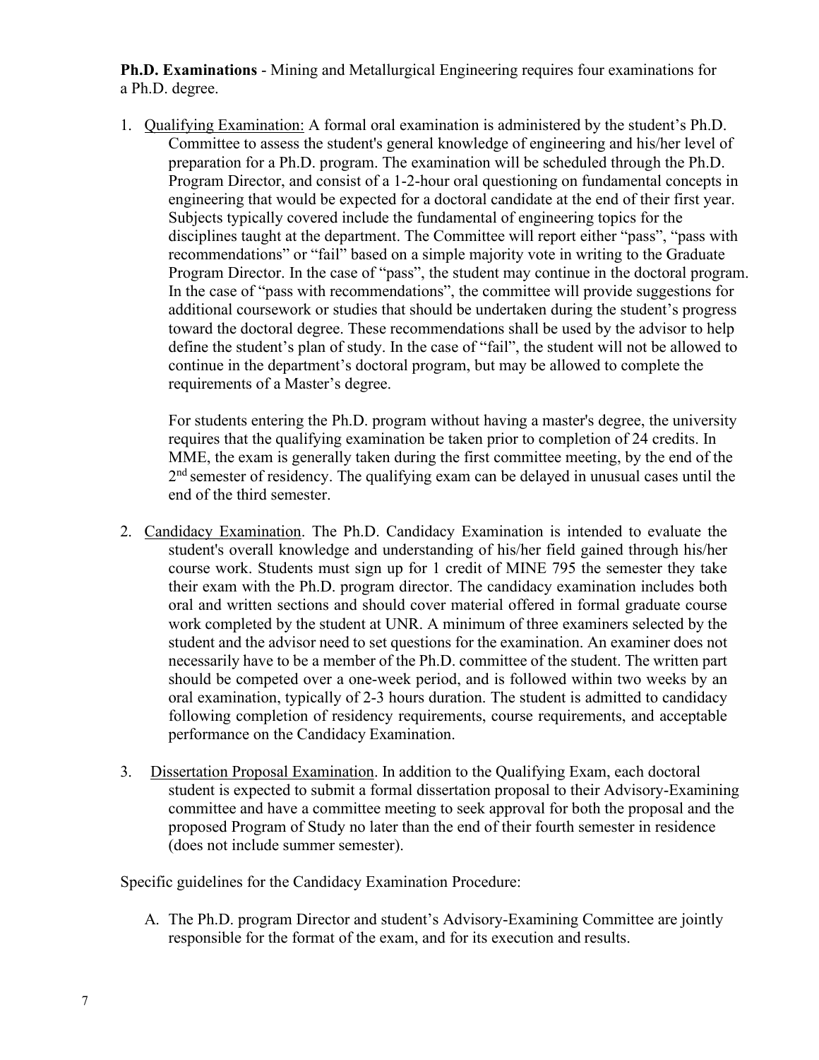**Ph.D. Examinations** - Mining and Metallurgical Engineering requires four examinations for a Ph.D. degree.

1. Qualifying Examination: A formal oral examination is administered by the student's Ph.D. Committee to assess the student's general knowledge of engineering and his/her level of preparation for a Ph.D. program. The examination will be scheduled through the Ph.D. Program Director, and consist of a 1-2-hour oral questioning on fundamental concepts in engineering that would be expected for a doctoral candidate at the end of their first year. Subjects typically covered include the fundamental of engineering topics for the disciplines taught at the department. The Committee will report either "pass", "pass with recommendations" or "fail" based on a simple majority vote in writing to the Graduate Program Director. In the case of "pass", the student may continue in the doctoral program. In the case of "pass with recommendations", the committee will provide suggestions for additional coursework or studies that should be undertaken during the student's progress toward the doctoral degree. These recommendations shall be used by the advisor to help define the student's plan of study. In the case of "fail", the student will not be allowed to continue in the department's doctoral program, but may be allowed to complete the requirements of a Master's degree.

   For students entering the Ph.D. program without having a master's degree, the university requires that the qualifying examination be taken prior to completion of 24 credits. In MME, the exam is generally taken during the first committee meeting, by the end of the 2nd semester of residency. The qualifying exam can be delayed in unusual cases until the end of the third semester.

2. Candidacy Examination. The Ph.D. Candidacy Examination is intended to evaluate the student's overall knowledge and understanding of his/her field gained through his/her course work. Students must sign up for 1 credit of MINE 795 the semester they take their exam with the Ph.D. program director. The candidacy examination includes both oral and written sections and should cover material offered in formal graduate course work completed by the student at UNR. A minimum of three examiners selected by the student and the advisor need to set questions for the examination. An examiner does not necessarily have to be a member of the Ph.D. committee of the student. The written part should be competed over a one-week period, and is followed within two weeks by an oral examination, typically of 2-3 hours duration. The student is admitted to candidacy following completion of residency requirements, course requirements, and acceptable performance on the Candidacy Examination.

3. Dissertation Proposal Examination. In addition to the Qualifying Exam, each doctoral student is expected to submit a formal dissertation proposal to their Advisory-Examining committee and have a committee meeting to seek approval for both the proposal and the proposed Program of Study no later than the end of their fourth semester in residence (does not include summer semester).

Specific guidelines for the Candidacy Examination Procedure:

A. The Ph.D. program Director and student's Advisory-Examining Committee are jointly responsible for the format of the exam, and for its execution and results.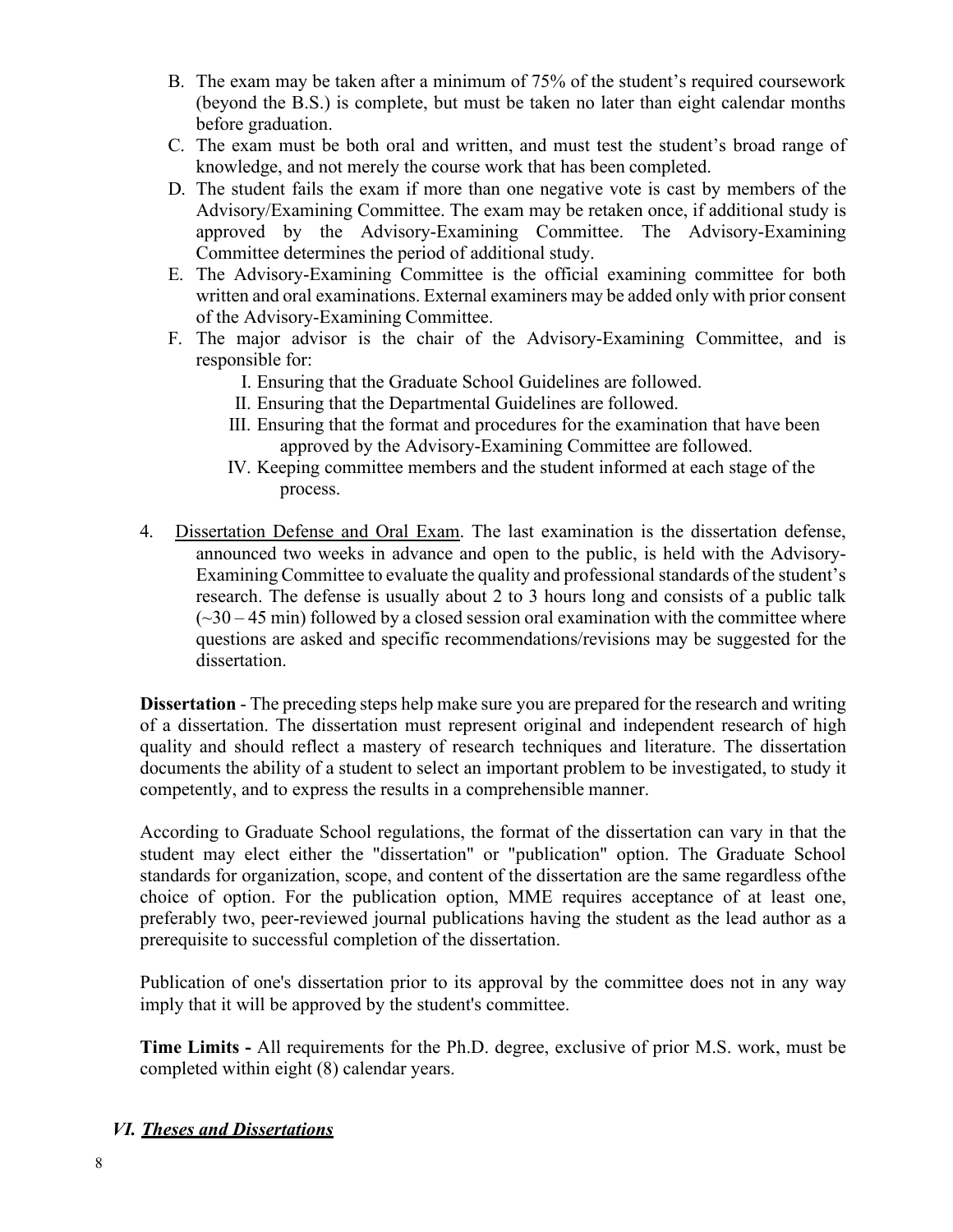B. The exam may be taken after a minimum of 75% of the student's required coursework (beyond the B.S.) is complete, but must be taken no later than eight calendar months before graduation.

C. The exam must be both oral and written, and must test the student's broad range of knowledge, and not merely the course work that has been completed.

D. The student fails the exam if more than one negative vote is cast by members of the Advisory/Examining Committee. The exam may be retaken once, if additional study is approved by the Advisory-Examining Committee. The Advisory-Examining Committee determines the period of additional study.

E. The Advisory-Examining Committee is the official examining committee for both written and oral examinations. External examiners may be added only with prior consent of the Advisory-Examining Committee.

F. The major advisor is the chair of the Advisory-Examining Committee, and is responsible for:

   I. Ensuring that the Graduate School Guidelines are followed.
   
   II. Ensuring that the Departmental Guidelines are followed.
   
   III. Ensuring that the format and procedures for the examination that have been approved by the Advisory-Examining Committee are followed.
   
   IV. Keeping committee members and the student informed at each stage of the process.

4. Dissertation Defense and Oral Exam. The last examination is the dissertation defense, announced two weeks in advance and open to the public, is held with the Advisory-Examining Committee to evaluate the quality and professional standards of the student's research. The defense is usually about 2 to 3 hours long and consists of a public talk (~30 – 45 min) followed by a closed session oral examination with the committee where questions are asked and specific recommendations/revisions may be suggested for the dissertation.

**Dissertation** - The preceding steps help make sure you are prepared for the research and writing of a dissertation. The dissertation must represent original and independent research of high quality and should reflect a mastery of research techniques and literature. The dissertation documents the ability of a student to select an important problem to be investigated, to study it competently, and to express the results in a comprehensible manner.

According to Graduate School regulations, the format of the dissertation can vary in that the student may elect either the "dissertation" or "publication" option. The Graduate School standards for organization, scope, and content of the dissertation are the same regardless ofthe choice of option. For the publication option, MME requires acceptance of at least one, preferably two, peer-reviewed journal publications having the student as the lead author as a prerequisite to successful completion of the dissertation.

Publication of one's dissertation prior to its approval by the committee does not in any way imply that it will be approved by the student's committee.

**Time Limits -** All requirements for the Ph.D. degree, exclusive of prior M.S. work, must be completed within eight (8) calendar years.

## *VI. Theses and Dissertations*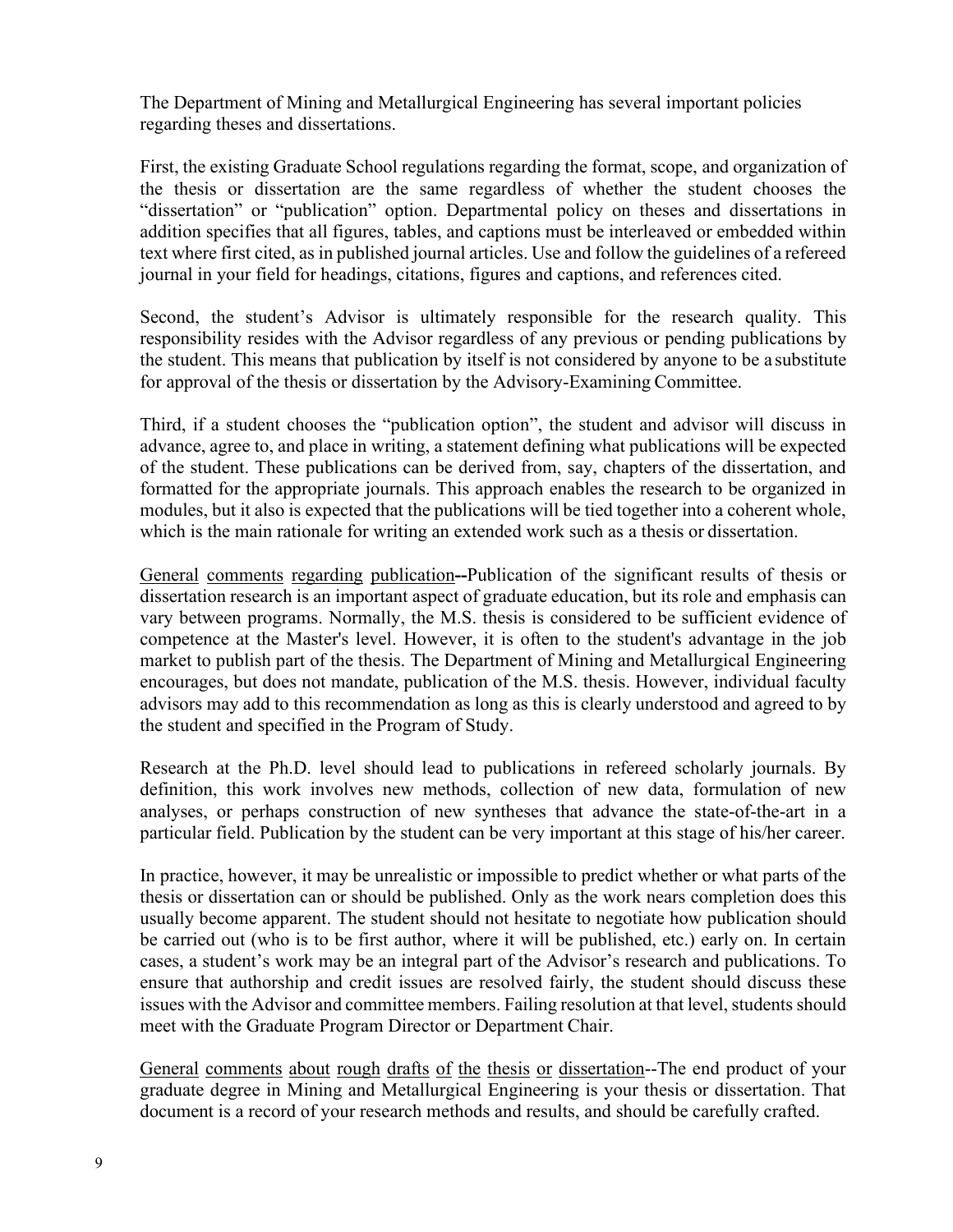The Department of Mining and Metallurgical Engineering has several important policies regarding theses and dissertations.

First, the existing Graduate School regulations regarding the format, scope, and organization of the thesis or dissertation are the same regardless of whether the student chooses the "dissertation" or "publication" option. Departmental policy on theses and dissertations in addition specifies that all figures, tables, and captions must be interleaved or embedded within text where first cited, as in published journal articles. Use and follow the guidelines of a refereed journal in your field for headings, citations, figures and captions, and references cited.

Second, the student's Advisor is ultimately responsible for the research quality. This responsibility resides with the Advisor regardless of any previous or pending publications by the student. This means that publication by itself is not considered by anyone to be a substitute for approval of the thesis or dissertation by the Advisory-Examining Committee.

Third, if a student chooses the "publication option", the student and advisor will discuss in advance, agree to, and place in writing, a statement defining what publications will be expected of the student. These publications can be derived from, say, chapters of the dissertation, and formatted for the appropriate journals. This approach enables the research to be organized in modules, but it also is expected that the publications will be tied together into a coherent whole, which is the main rationale for writing an extended work such as a thesis or dissertation.

<u>General comments regarding publication</u>**--**Publication of the significant results of thesis or dissertation research is an important aspect of graduate education, but its role and emphasis can vary between programs. Normally, the M.S. thesis is considered to be sufficient evidence of competence at the Master's level. However, it is often to the student's advantage in the job market to publish part of the thesis. The Department of Mining and Metallurgical Engineering encourages, but does not mandate, publication of the M.S. thesis. However, individual faculty advisors may add to this recommendation as long as this is clearly understood and agreed to by the student and specified in the Program of Study.

Research at the Ph.D. level should lead to publications in refereed scholarly journals. By definition, this work involves new methods, collection of new data, formulation of new analyses, or perhaps construction of new syntheses that advance the state-of-the-art in a particular field. Publication by the student can be very important at this stage of his/her career.

In practice, however, it may be unrealistic or impossible to predict whether or what parts of the thesis or dissertation can or should be published. Only as the work nears completion does this usually become apparent. The student should not hesitate to negotiate how publication should be carried out (who is to be first author, where it will be published, etc.) early on. In certain cases, a student's work may be an integral part of the Advisor's research and publications. To ensure that authorship and credit issues are resolved fairly, the student should discuss these issues with the Advisor and committee members. Failing resolution at that level, students should meet with the Graduate Program Director or Department Chair.

<u>General comments about rough drafts of the thesis or dissertation</u>--The end product of your graduate degree in Mining and Metallurgical Engineering is your thesis or dissertation. That document is a record of your research methods and results, and should be carefully crafted.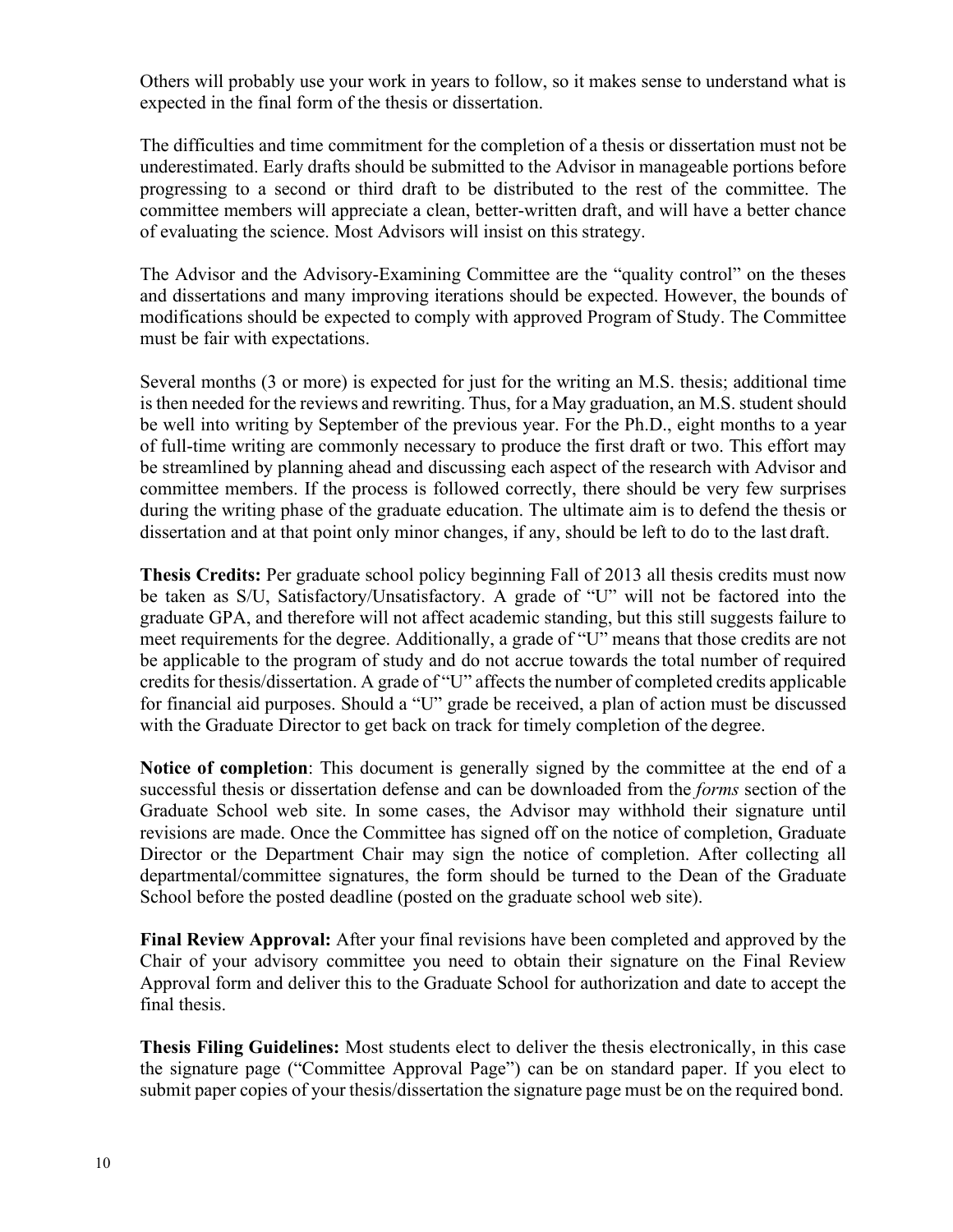Others will probably use your work in years to follow, so it makes sense to understand what is expected in the final form of the thesis or dissertation.

The difficulties and time commitment for the completion of a thesis or dissertation must not be underestimated. Early drafts should be submitted to the Advisor in manageable portions before progressing to a second or third draft to be distributed to the rest of the committee. The committee members will appreciate a clean, better-written draft, and will have a better chance of evaluating the science. Most Advisors will insist on this strategy.

The Advisor and the Advisory-Examining Committee are the "quality control" on the theses and dissertations and many improving iterations should be expected. However, the bounds of modifications should be expected to comply with approved Program of Study. The Committee must be fair with expectations.

Several months (3 or more) is expected for just for the writing an M.S. thesis; additional time is then needed for the reviews and rewriting. Thus, for a May graduation, an M.S. student should be well into writing by September of the previous year. For the Ph.D., eight months to a year of full-time writing are commonly necessary to produce the first draft or two. This effort may be streamlined by planning ahead and discussing each aspect of the research with Advisor and committee members. If the process is followed correctly, there should be very few surprises during the writing phase of the graduate education. The ultimate aim is to defend the thesis or dissertation and at that point only minor changes, if any, should be left to do to the last draft.

**Thesis Credits:** Per graduate school policy beginning Fall of 2013 all thesis credits must now be taken as S/U, Satisfactory/Unsatisfactory. A grade of "U" will not be factored into the graduate GPA, and therefore will not affect academic standing, but this still suggests failure to meet requirements for the degree. Additionally, a grade of "U" means that those credits are not be applicable to the program of study and do not accrue towards the total number of required credits for thesis/dissertation. A grade of "U" affects the number of completed credits applicable for financial aid purposes. Should a "U" grade be received, a plan of action must be discussed with the Graduate Director to get back on track for timely completion of the degree.

**Notice of completion**: This document is generally signed by the committee at the end of a successful thesis or dissertation defense and can be downloaded from the *forms* section of the Graduate School web site. In some cases, the Advisor may withhold their signature until revisions are made. Once the Committee has signed off on the notice of completion, Graduate Director or the Department Chair may sign the notice of completion. After collecting all departmental/committee signatures, the form should be turned to the Dean of the Graduate School before the posted deadline (posted on the graduate school web site).

**Final Review Approval:** After your final revisions have been completed and approved by the Chair of your advisory committee you need to obtain their signature on the Final Review Approval form and deliver this to the Graduate School for authorization and date to accept the final thesis.

**Thesis Filing Guidelines:** Most students elect to deliver the thesis electronically, in this case the signature page ("Committee Approval Page") can be on standard paper. If you elect to submit paper copies of your thesis/dissertation the signature page must be on the required bond.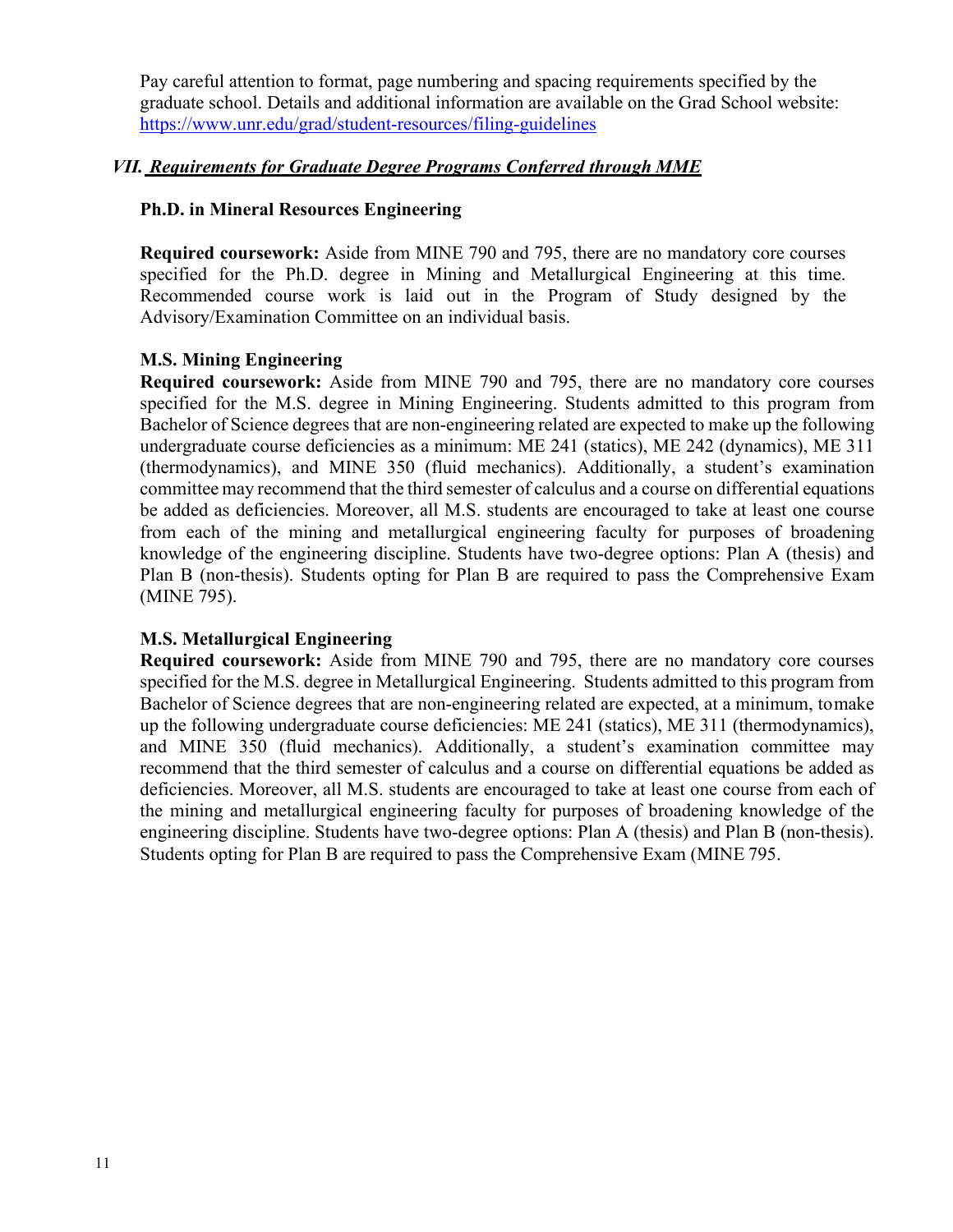Pay careful attention to format, page numbering and spacing requirements specified by the graduate school. Details and additional information are available on the Grad School website: [https://www.unr.edu/grad/student-resources/filing-guidelines](https://www.unr.edu/grad/student-resources/filing-guidelines)

## *VII. Requirements for Graduate Degree Programs Conferred through MME*

### Ph.D. in Mineral Resources Engineering

**Required coursework:** Aside from MINE 790 and 795, there are no mandatory core courses specified for the Ph.D. degree in Mining and Metallurgical Engineering at this time. Recommended course work is laid out in the Program of Study designed by the Advisory/Examination Committee on an individual basis.

### M.S. Mining Engineering

**Required coursework:** Aside from MINE 790 and 795, there are no mandatory core courses specified for the M.S. degree in Mining Engineering. Students admitted to this program from Bachelor of Science degrees that are non-engineering related are expected to make up the following undergraduate course deficiencies as a minimum: ME 241 (statics), ME 242 (dynamics), ME 311 (thermodynamics), and MINE 350 (fluid mechanics). Additionally, a student's examination committee may recommend that the third semester of calculus and a course on differential equations be added as deficiencies. Moreover, all M.S. students are encouraged to take at least one course from each of the mining and metallurgical engineering faculty for purposes of broadening knowledge of the engineering discipline. Students have two-degree options: Plan A (thesis) and Plan B (non-thesis). Students opting for Plan B are required to pass the Comprehensive Exam (MINE 795).

### M.S. Metallurgical Engineering

**Required coursework:** Aside from MINE 790 and 795, there are no mandatory core courses specified for the M.S. degree in Metallurgical Engineering. Students admitted to this program from Bachelor of Science degrees that are non-engineering related are expected, at a minimum, tomake up the following undergraduate course deficiencies: ME 241 (statics), ME 311 (thermodynamics), and MINE 350 (fluid mechanics). Additionally, a student's examination committee may recommend that the third semester of calculus and a course on differential equations be added as deficiencies. Moreover, all M.S. students are encouraged to take at least one course from each of the mining and metallurgical engineering faculty for purposes of broadening knowledge of the engineering discipline. Students have two-degree options: Plan A (thesis) and Plan B (non-thesis). Students opting for Plan B are required to pass the Comprehensive Exam (MINE 795.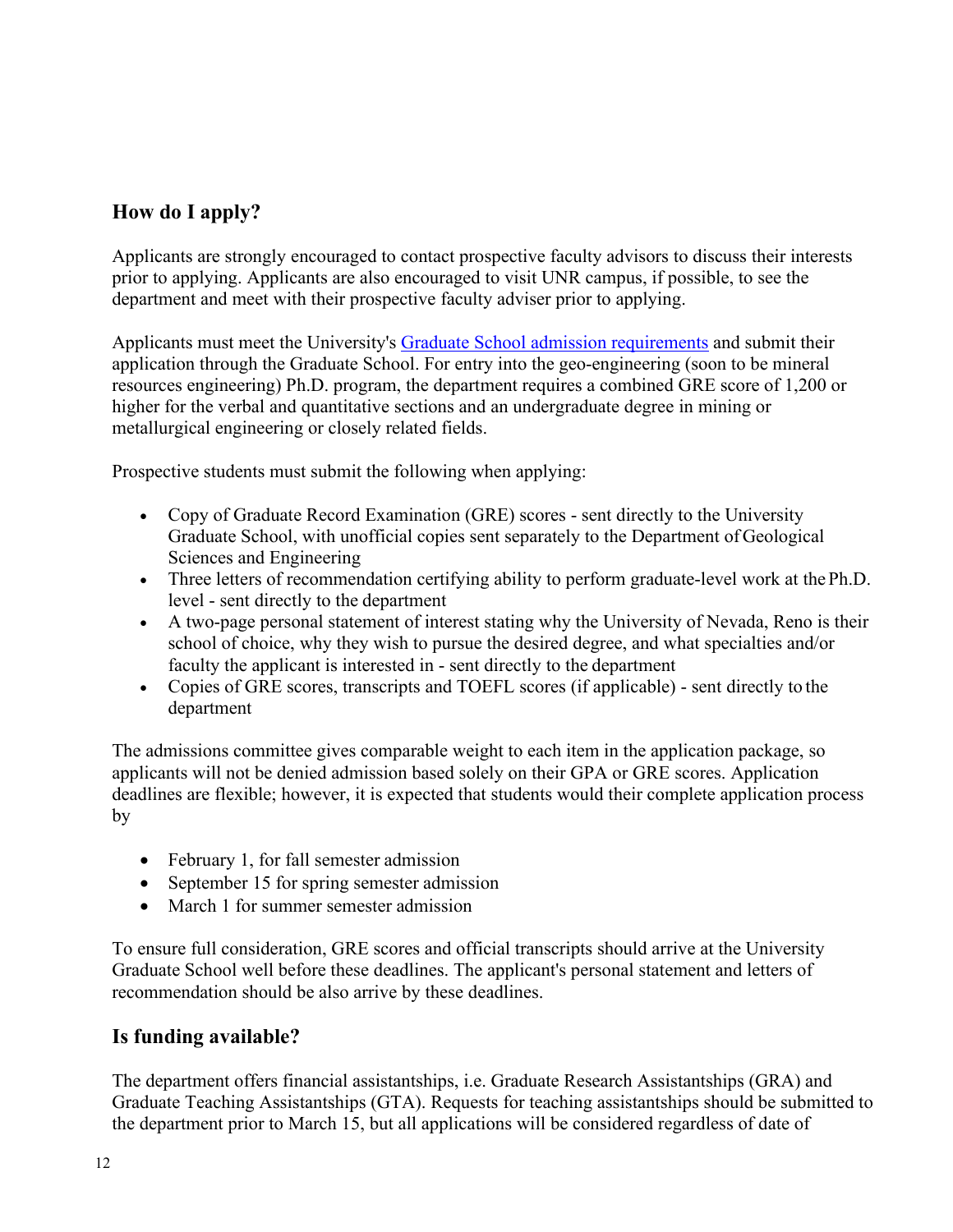## How do I apply?

Applicants are strongly encouraged to contact prospective faculty advisors to discuss their interests prior to applying. Applicants are also encouraged to visit UNR campus, if possible, to see the department and meet with their prospective faculty adviser prior to applying.

Applicants must meet the University's [Graduate School admission requirements](#) and submit their application through the Graduate School. For entry into the geo-engineering (soon to be mineral resources engineering) Ph.D. program, the department requires a combined GRE score of 1,200 or higher for the verbal and quantitative sections and an undergraduate degree in mining or metallurgical engineering or closely related fields.

Prospective students must submit the following when applying:

- Copy of Graduate Record Examination (GRE) scores - sent directly to the University Graduate School, with unofficial copies sent separately to the Department of Geological Sciences and Engineering
- Three letters of recommendation certifying ability to perform graduate-level work at the Ph.D. level - sent directly to the department
- A two-page personal statement of interest stating why the University of Nevada, Reno is their school of choice, why they wish to pursue the desired degree, and what specialties and/or faculty the applicant is interested in - sent directly to the department
- Copies of GRE scores, transcripts and TOEFL scores (if applicable) - sent directly to the department

The admissions committee gives comparable weight to each item in the application package, so applicants will not be denied admission based solely on their GPA or GRE scores. Application deadlines are flexible; however, it is expected that students would their complete application process by

- February 1, for fall semester admission
- September 15 for spring semester admission
- March 1 for summer semester admission

To ensure full consideration, GRE scores and official transcripts should arrive at the University Graduate School well before these deadlines. The applicant's personal statement and letters of recommendation should be also arrive by these deadlines.

## Is funding available?

The department offers financial assistantships, i.e. Graduate Research Assistantships (GRA) and Graduate Teaching Assistantships (GTA). Requests for teaching assistantships should be submitted to the department prior to March 15, but all applications will be considered regardless of date of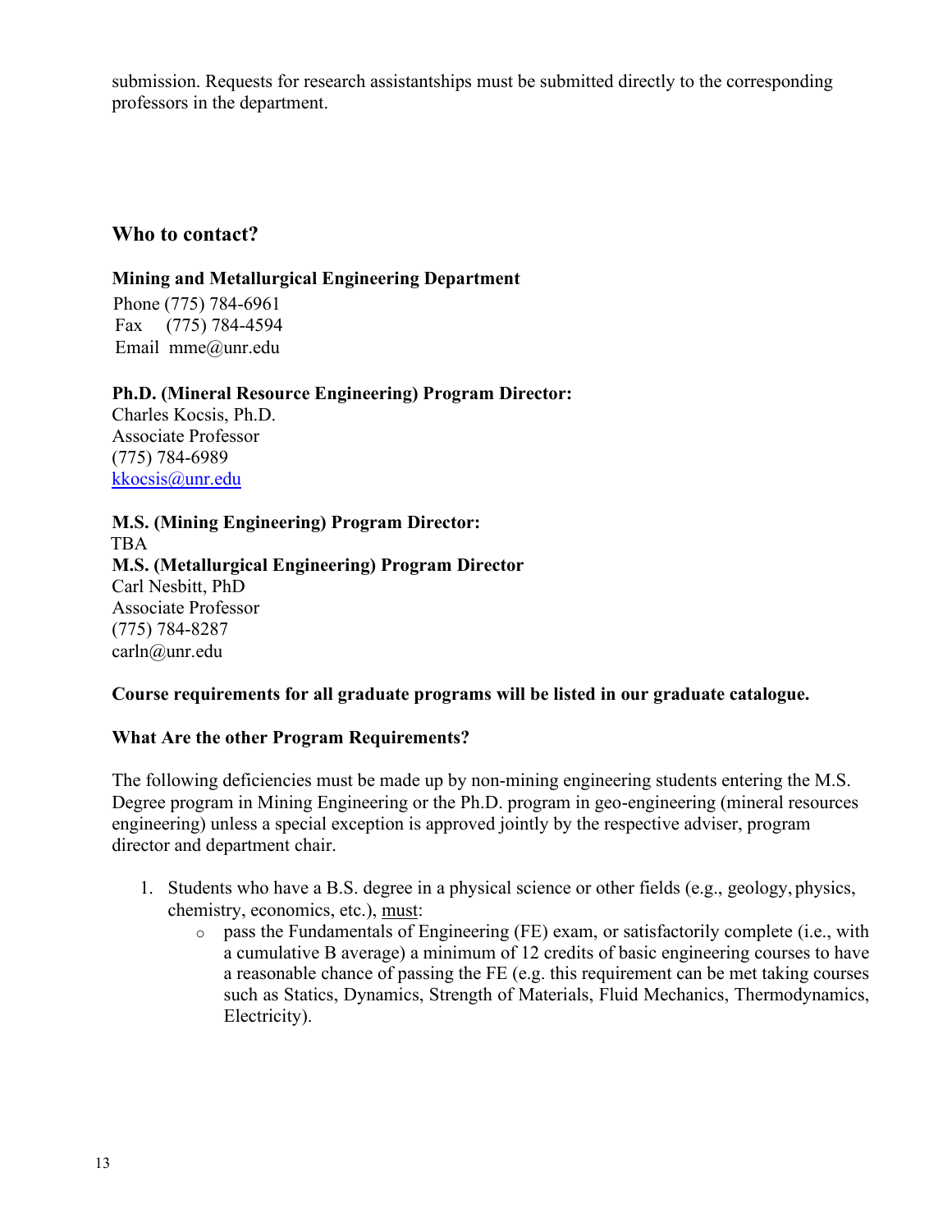submission. Requests for research assistantships must be submitted directly to the corresponding professors in the department.

## Who to contact?

**Mining and Metallurgical Engineering Department**

Phone (775) 784-6961
Fax (775) 784-4594
Email mme@unr.edu

**Ph.D. (Mineral Resource Engineering) Program Director:**
Charles Kocsis, Ph.D.
Associate Professor
(775) 784-6989
kkocsis@unr.edu

**M.S. (Mining Engineering) Program Director:**
TBA

**M.S. (Metallurgical Engineering) Program Director**
Carl Nesbitt, PhD
Associate Professor
(775) 784-8287
carln@unr.edu

**Course requirements for all graduate programs will be listed in our graduate catalogue.**

**What Are the other Program Requirements?**

The following deficiencies must be made up by non-mining engineering students entering the M.S. Degree program in Mining Engineering or the Ph.D. program in geo-engineering (mineral resources engineering) unless a special exception is approved jointly by the respective adviser, program director and department chair.

1. Students who have a B.S. degree in a physical science or other fields (e.g., geology, physics, chemistry, economics, etc.), must:
   - pass the Fundamentals of Engineering (FE) exam, or satisfactorily complete (i.e., with a cumulative B average) a minimum of 12 credits of basic engineering courses to have a reasonable chance of passing the FE (e.g. this requirement can be met taking courses such as Statics, Dynamics, Strength of Materials, Fluid Mechanics, Thermodynamics, Electricity).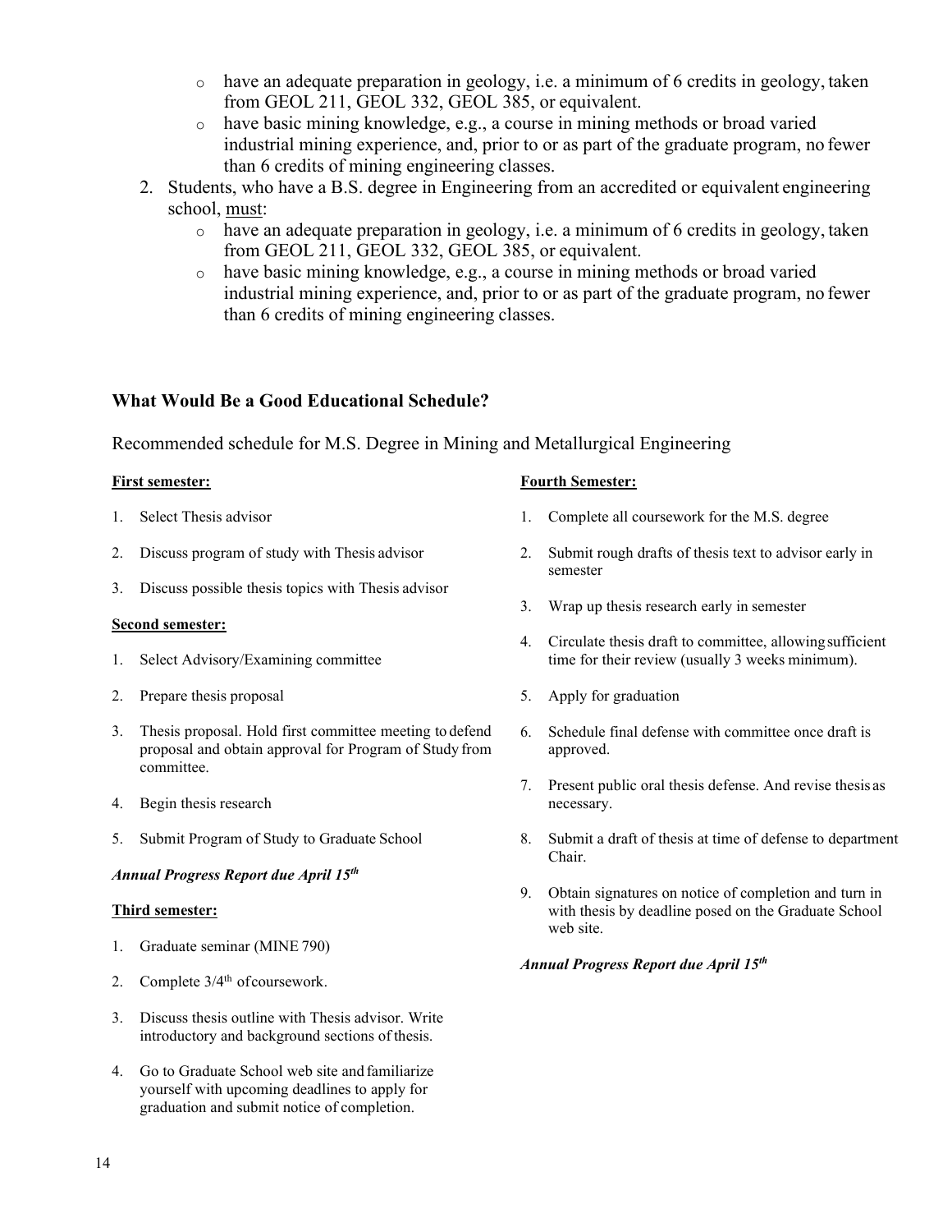- have an adequate preparation in geology, i.e. a minimum of 6 credits in geology, taken from GEOL 211, GEOL 332, GEOL 385, or equivalent.
- have basic mining knowledge, e.g., a course in mining methods or broad varied industrial mining experience, and, prior to or as part of the graduate program, no fewer than 6 credits of mining engineering classes.

2. Students, who have a B.S. degree in Engineering from an accredited or equivalent engineering school, must:
   - have an adequate preparation in geology, i.e. a minimum of 6 credits in geology, taken from GEOL 211, GEOL 332, GEOL 385, or equivalent.
   - have basic mining knowledge, e.g., a course in mining methods or broad varied industrial mining experience, and, prior to or as part of the graduate program, no fewer than 6 credits of mining engineering classes.

### What Would Be a Good Educational Schedule?

Recommended schedule for M.S. Degree in Mining and Metallurgical Engineering

**First semester:**

1. Select Thesis advisor
2. Discuss program of study with Thesis advisor
3. Discuss possible thesis topics with Thesis advisor

**Second semester:**

1. Select Advisory/Examining committee
2. Prepare thesis proposal
3. Thesis proposal. Hold first committee meeting to defend proposal and obtain approval for Program of Study from committee.
4. Begin thesis research
5. Submit Program of Study to Graduate School

***Annual Progress Report due April 15th***

**Third semester:**

1. Graduate seminar (MINE 790)
2. Complete 3/4th of coursework.
3. Discuss thesis outline with Thesis advisor. Write introductory and background sections of thesis.
4. Go to Graduate School web site and familiarize yourself with upcoming deadlines to apply for graduation and submit notice of completion.

**Fourth Semester:**

1. Complete all coursework for the M.S. degree
2. Submit rough drafts of thesis text to advisor early in semester
3. Wrap up thesis research early in semester
4. Circulate thesis draft to committee, allowing sufficient time for their review (usually 3 weeks minimum).
5. Apply for graduation
6. Schedule final defense with committee once draft is approved.
7. Present public oral thesis defense. And revise thesis as necessary.
8. Submit a draft of thesis at time of defense to department Chair.
9. Obtain signatures on notice of completion and turn in with thesis by deadline posed on the Graduate School web site.

***Annual Progress Report due April 15th***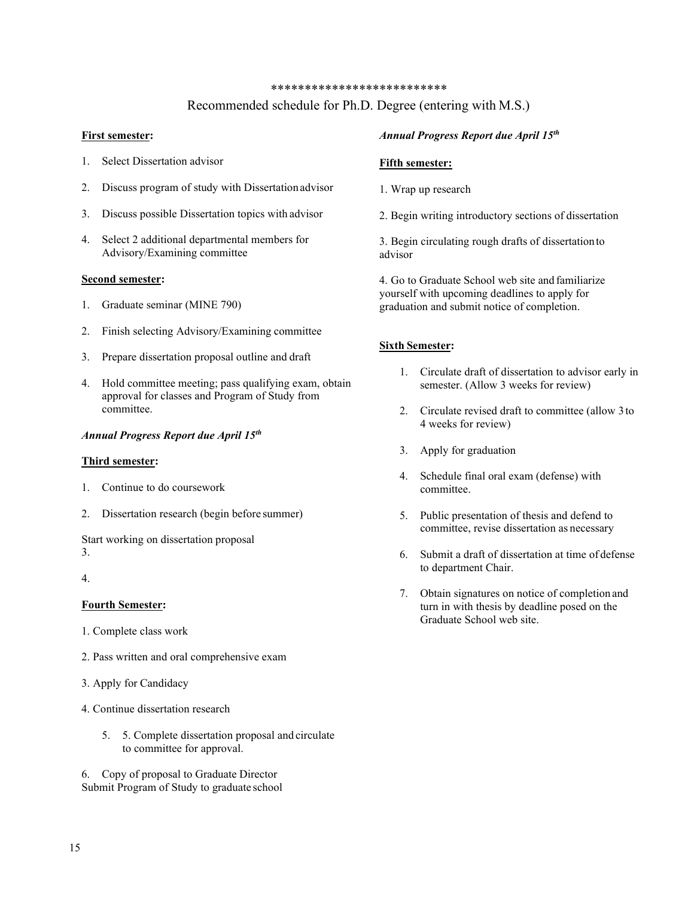\*\*\*\*\*\*\*\*\*\*\*\*\*\*\*\*\*\*\*\*\*\*\*\*\*\*

## Recommended schedule for Ph.D. Degree (entering with M.S.)

**First semester:**

1. Select Dissertation advisor
2. Discuss program of study with Dissertation advisor
3. Discuss possible Dissertation topics with advisor
4. Select 2 additional departmental members for Advisory/Examining committee

**Second semester:**

1. Graduate seminar (MINE 790)
2. Finish selecting Advisory/Examining committee
3. Prepare dissertation proposal outline and draft
4. Hold committee meeting; pass qualifying exam, obtain approval for classes and Program of Study from committee.

***Annual Progress Report due April 15th***

**Third semester:**

1. Continue to do coursework
2. Dissertation research (begin before summer)

Start working on dissertation proposal
3.

4.

**Fourth Semester:**

1. Complete class work
2. Pass written and oral comprehensive exam
3. Apply for Candidacy
4. Continue dissertation research
5. 5. Complete dissertation proposal and circulate to committee for approval.
6. Copy of proposal to Graduate Director

Submit Program of Study to graduate school

***Annual Progress Report due April 15th***

**Fifth semester:**

1. Wrap up research
2. Begin writing introductory sections of dissertation
3. Begin circulating rough drafts of dissertation to advisor
4. Go to Graduate School web site and familiarize yourself with upcoming deadlines to apply for graduation and submit notice of completion.

**Sixth Semester:**

1. Circulate draft of dissertation to advisor early in semester. (Allow 3 weeks for review)
2. Circulate revised draft to committee (allow 3 to 4 weeks for review)
3. Apply for graduation
4. Schedule final oral exam (defense) with committee.
5. Public presentation of thesis and defend to committee, revise dissertation as necessary
6. Submit a draft of dissertation at time of defense to department Chair.
7. Obtain signatures on notice of completion and turn in with thesis by deadline posed on the Graduate School web site.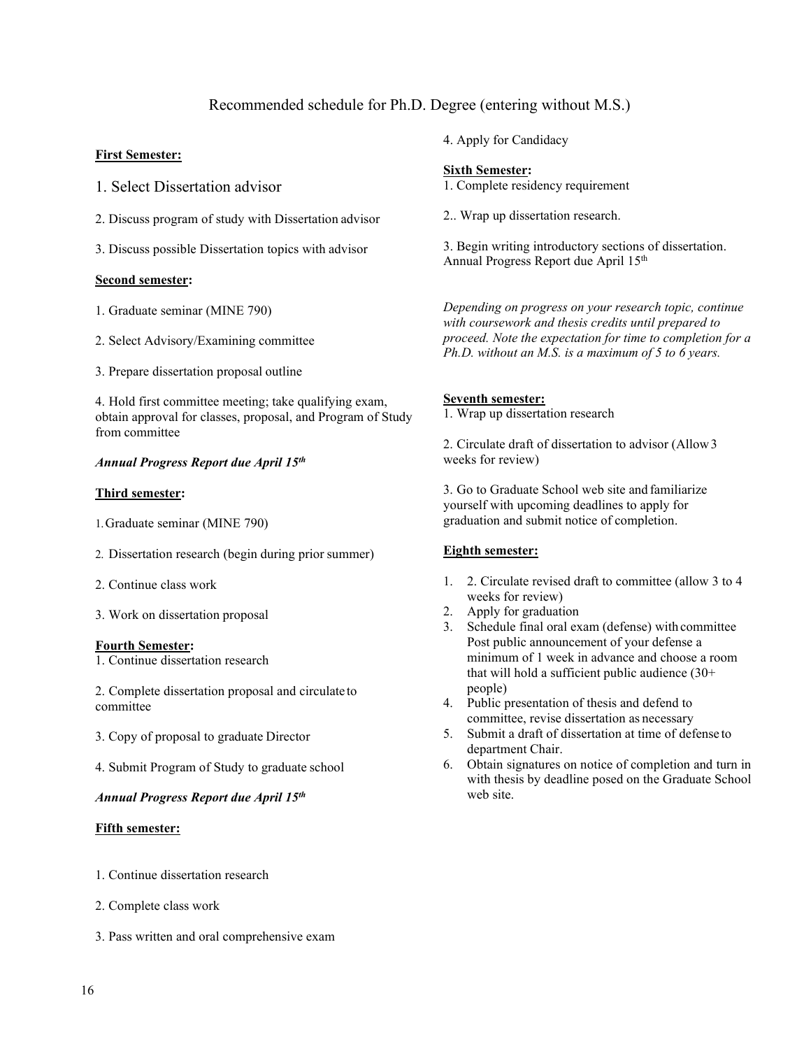# Recommended schedule for Ph.D. Degree (entering without M.S.)

**First Semester:**

1. Select Dissertation advisor

2. Discuss program of study with Dissertation advisor

3. Discuss possible Dissertation topics with advisor

**Second semester:**

1. Graduate seminar (MINE 790)

2. Select Advisory/Examining committee

3. Prepare dissertation proposal outline

4. Hold first committee meeting; take qualifying exam, obtain approval for classes, proposal, and Program of Study from committee

***Annual Progress Report due April 15th***

**Third semester:**

1. Graduate seminar (MINE 790)

2. Dissertation research (begin during prior summer)

2. Continue class work

3. Work on dissertation proposal

**Fourth Semester:**

1. Continue dissertation research

2. Complete dissertation proposal and circulate to committee

3. Copy of proposal to graduate Director

4. Submit Program of Study to graduate school

***Annual Progress Report due April 15th***

**Fifth semester:**

1. Continue dissertation research

2. Complete class work

3. Pass written and oral comprehensive exam

4. Apply for Candidacy

**Sixth Semester:**

1. Complete residency requirement

2.. Wrap up dissertation research.

3. Begin writing introductory sections of dissertation. Annual Progress Report due April 15th

*Depending on progress on your research topic, continue with coursework and thesis credits until prepared to proceed. Note the expectation for time to completion for a Ph.D. without an M.S. is a maximum of 5 to 6 years.*

**Seventh semester:**

1. Wrap up dissertation research

2. Circulate draft of dissertation to advisor (Allow 3 weeks for review)

3. Go to Graduate School web site and familiarize yourself with upcoming deadlines to apply for graduation and submit notice of completion.

**Eighth semester:**

1. 2. Circulate revised draft to committee (allow 3 to 4 weeks for review)
2. Apply for graduation
3. Schedule final oral exam (defense) with committee Post public announcement of your defense a minimum of 1 week in advance and choose a room that will hold a sufficient public audience (30+ people)
4. Public presentation of thesis and defend to committee, revise dissertation as necessary
5. Submit a draft of dissertation at time of defense to department Chair.
6. Obtain signatures on notice of completion and turn in with thesis by deadline posed on the Graduate School web site.